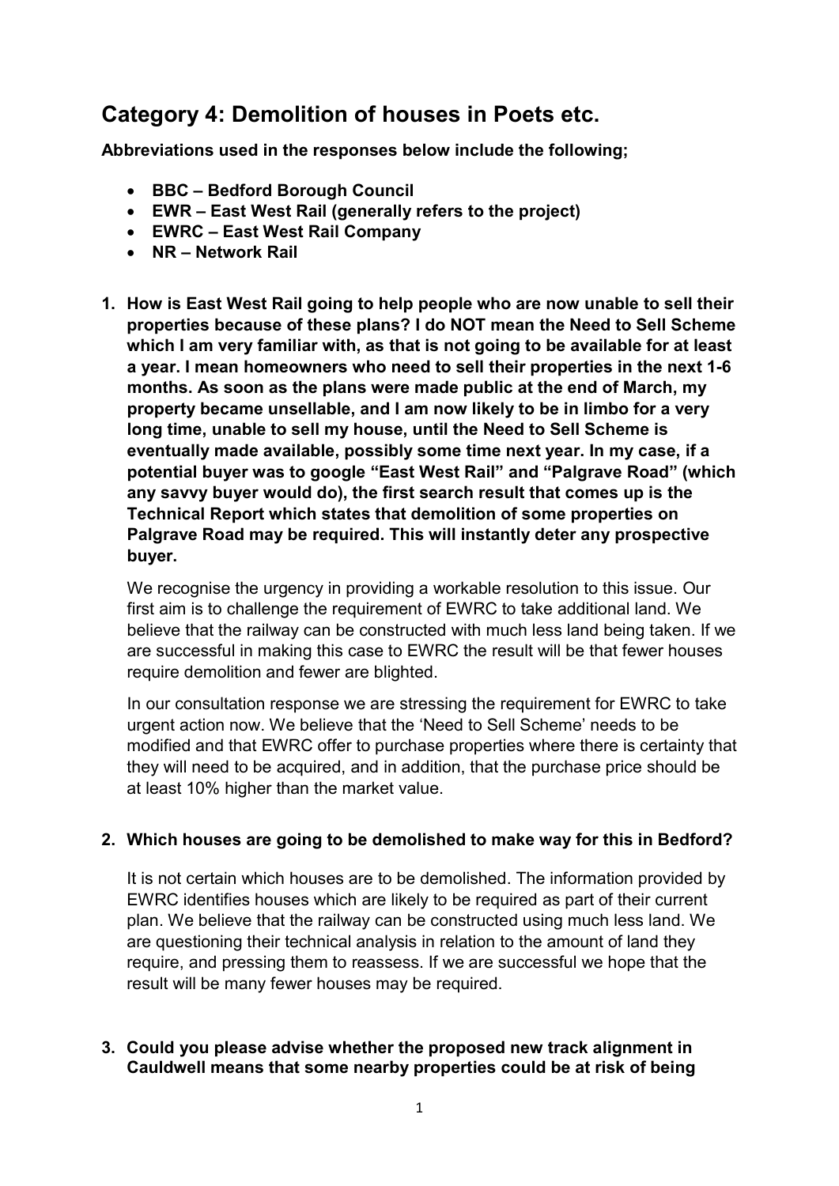# Category 4: Demolition of houses in Poets etc.

**Abbreviations used in the responses below include the following;**

- **BBC – Bedford Borough Council**
- **EWR – East West Rail (generally refers to the project)**
- **EWRC – East West Rail Company**
- **NR – Network Rail**

1. **How is East West Rail going to help people who are now unable to sell their properties because of these plans? I do NOT mean the Need to Sell Scheme which I am very familiar with, as that is not going to be available for at least a year. I mean homeowners who need to sell their properties in the next 1-6 months. As soon as the plans were made public at the end of March, my property became unsellable, and I am now likely to be in limbo for a very long time, unable to sell my house, until the Need to Sell Scheme is eventually made available, possibly some time next year. In my case, if a potential buyer was to google "East West Rail" and "Palgrave Road" (which any savvy buyer would do), the first search result that comes up is the Technical Report which states that demolition of some properties on Palgrave Road may be required. This will instantly deter any prospective buyer.**

   We recognise the urgency in providing a workable resolution to this issue. Our first aim is to challenge the requirement of EWRC to take additional land. We believe that the railway can be constructed with much less land being taken. If we are successful in making this case to EWRC the result will be that fewer houses require demolition and fewer are blighted.

   In our consultation response we are stressing the requirement for EWRC to take urgent action now. We believe that the 'Need to Sell Scheme' needs to be modified and that EWRC offer to purchase properties where there is certainty that they will need to be acquired, and in addition, that the purchase price should be at least 10% higher than the market value.

2. **Which houses are going to be demolished to make way for this in Bedford?**

   It is not certain which houses are to be demolished. The information provided by EWRC identifies houses which are likely to be required as part of their current plan. We believe that the railway can be constructed using much less land. We are questioning their technical analysis in relation to the amount of land they require, and pressing them to reassess. If we are successful we hope that the result will be many fewer houses may be required.

3. **Could you please advise whether the proposed new track alignment in Cauldwell means that some nearby properties could be at risk of being**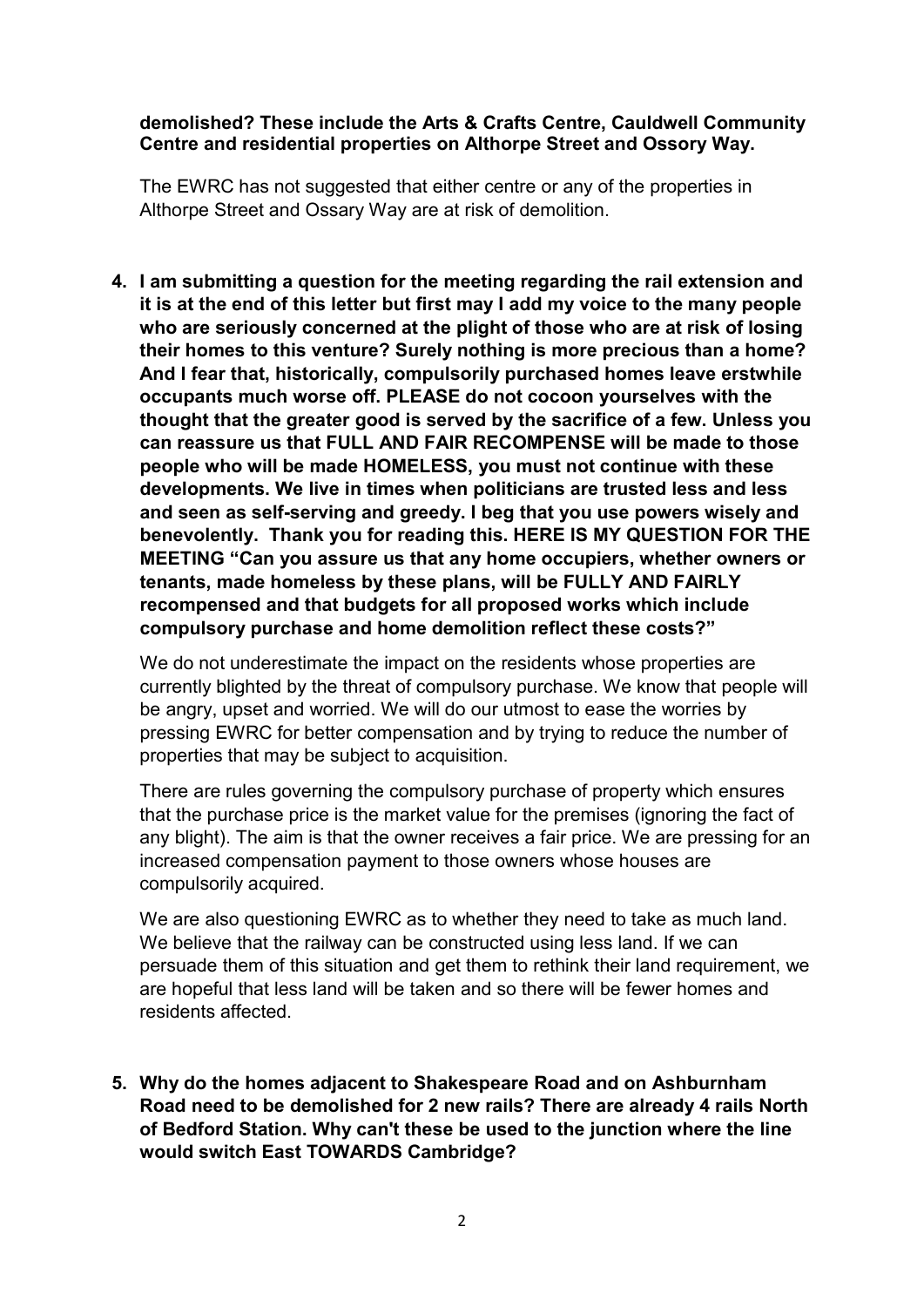**demolished? These include the Arts & Crafts Centre, Cauldwell Community Centre and residential properties on Althorpe Street and Ossory Way.**

The EWRC has not suggested that either centre or any of the properties in Althorpe Street and Ossary Way are at risk of demolition.

4. **I am submitting a question for the meeting regarding the rail extension and it is at the end of this letter but first may I add my voice to the many people who are seriously concerned at the plight of those who are at risk of losing their homes to this venture? Surely nothing is more precious than a home? And I fear that, historically, compulsorily purchased homes leave erstwhile occupants much worse off. PLEASE do not cocoon yourselves with the thought that the greater good is served by the sacrifice of a few. Unless you can reassure us that FULL AND FAIR RECOMPENSE will be made to those people who will be made HOMELESS, you must not continue with these developments. We live in times when politicians are trusted less and less and seen as self-serving and greedy. I beg that you use powers wisely and benevolently. Thank you for reading this. HERE IS MY QUESTION FOR THE MEETING "Can you assure us that any home occupiers, whether owners or tenants, made homeless by these plans, will be FULLY AND FAIRLY recompensed and that budgets for all proposed works which include compulsory purchase and home demolition reflect these costs?"**

   We do not underestimate the impact on the residents whose properties are currently blighted by the threat of compulsory purchase. We know that people will be angry, upset and worried. We will do our utmost to ease the worries by pressing EWRC for better compensation and by trying to reduce the number of properties that may be subject to acquisition.

   There are rules governing the compulsory purchase of property which ensures that the purchase price is the market value for the premises (ignoring the fact of any blight). The aim is that the owner receives a fair price. We are pressing for an increased compensation payment to those owners whose houses are compulsorily acquired.

   We are also questioning EWRC as to whether they need to take as much land. We believe that the railway can be constructed using less land. If we can persuade them of this situation and get them to rethink their land requirement, we are hopeful that less land will be taken and so there will be fewer homes and residents affected.

5. **Why do the homes adjacent to Shakespeare Road and on Ashburnham Road need to be demolished for 2 new rails? There are already 4 rails North of Bedford Station. Why can't these be used to the junction where the line would switch East TOWARDS Cambridge?**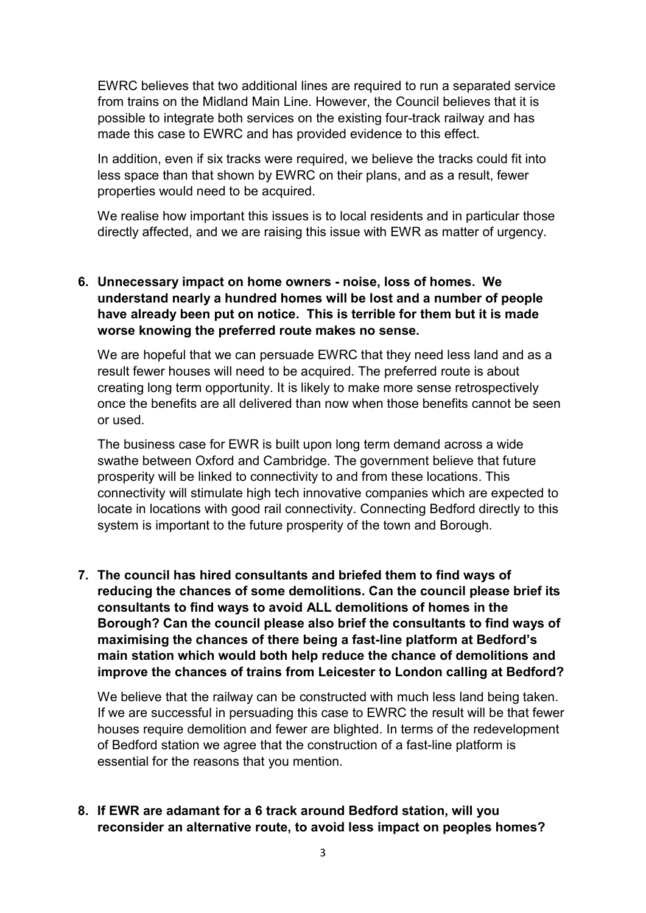EWRC believes that two additional lines are required to run a separated service from trains on the Midland Main Line. However, the Council believes that it is possible to integrate both services on the existing four-track railway and has made this case to EWRC and has provided evidence to this effect.

In addition, even if six tracks were required, we believe the tracks could fit into less space than that shown by EWRC on their plans, and as a result, fewer properties would need to be acquired.

We realise how important this issues is to local residents and in particular those directly affected, and we are raising this issue with EWR as matter of urgency.

6. **Unnecessary impact on home owners - noise, loss of homes. We understand nearly a hundred homes will be lost and a number of people have already been put on notice. This is terrible for them but it is made worse knowing the preferred route makes no sense.**

   We are hopeful that we can persuade EWRC that they need less land and as a result fewer houses will need to be acquired. The preferred route is about creating long term opportunity. It is likely to make more sense retrospectively once the benefits are all delivered than now when those benefits cannot be seen or used.

   The business case for EWR is built upon long term demand across a wide swathe between Oxford and Cambridge. The government believe that future prosperity will be linked to connectivity to and from these locations. This connectivity will stimulate high tech innovative companies which are expected to locate in locations with good rail connectivity. Connecting Bedford directly to this system is important to the future prosperity of the town and Borough.

7. **The council has hired consultants and briefed them to find ways of reducing the chances of some demolitions. Can the council please brief its consultants to find ways to avoid ALL demolitions of homes in the Borough? Can the council please also brief the consultants to find ways of maximising the chances of there being a fast-line platform at Bedford's main station which would both help reduce the chance of demolitions and improve the chances of trains from Leicester to London calling at Bedford?**

   We believe that the railway can be constructed with much less land being taken. If we are successful in persuading this case to EWRC the result will be that fewer houses require demolition and fewer are blighted. In terms of the redevelopment of Bedford station we agree that the construction of a fast-line platform is essential for the reasons that you mention.

8. **If EWR are adamant for a 6 track around Bedford station, will you reconsider an alternative route, to avoid less impact on peoples homes?**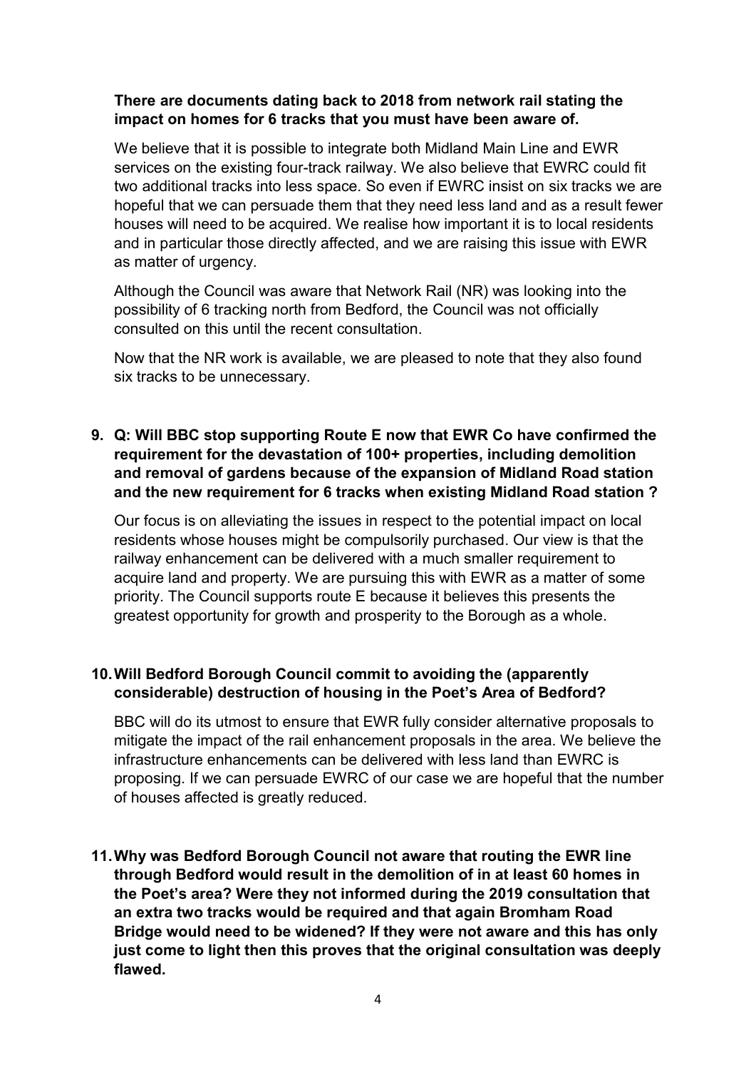**There are documents dating back to 2018 from network rail stating the impact on homes for 6 tracks that you must have been aware of.**

We believe that it is possible to integrate both Midland Main Line and EWR services on the existing four-track railway. We also believe that EWRC could fit two additional tracks into less space. So even if EWRC insist on six tracks we are hopeful that we can persuade them that they need less land and as a result fewer houses will need to be acquired. We realise how important it is to local residents and in particular those directly affected, and we are raising this issue with EWR as matter of urgency.

Although the Council was aware that Network Rail (NR) was looking into the possibility of 6 tracking north from Bedford, the Council was not officially consulted on this until the recent consultation.

Now that the NR work is available, we are pleased to note that they also found six tracks to be unnecessary.

**9. Q: Will BBC stop supporting Route E now that EWR Co have confirmed the requirement for the devastation of 100+ properties, including demolition and removal of gardens because of the expansion of Midland Road station and the new requirement for 6 tracks when existing Midland Road station ?**

Our focus is on alleviating the issues in respect to the potential impact on local residents whose houses might be compulsorily purchased. Our view is that the railway enhancement can be delivered with a much smaller requirement to acquire land and property. We are pursuing this with EWR as a matter of some priority. The Council supports route E because it believes this presents the greatest opportunity for growth and prosperity to the Borough as a whole.

**10. Will Bedford Borough Council commit to avoiding the (apparently considerable) destruction of housing in the Poet's Area of Bedford?**

BBC will do its utmost to ensure that EWR fully consider alternative proposals to mitigate the impact of the rail enhancement proposals in the area. We believe the infrastructure enhancements can be delivered with less land than EWRC is proposing. If we can persuade EWRC of our case we are hopeful that the number of houses affected is greatly reduced.

**11. Why was Bedford Borough Council not aware that routing the EWR line through Bedford would result in the demolition of in at least 60 homes in the Poet's area? Were they not informed during the 2019 consultation that an extra two tracks would be required and that again Bromham Road Bridge would need to be widened? If they were not aware and this has only just come to light then this proves that the original consultation was deeply flawed.**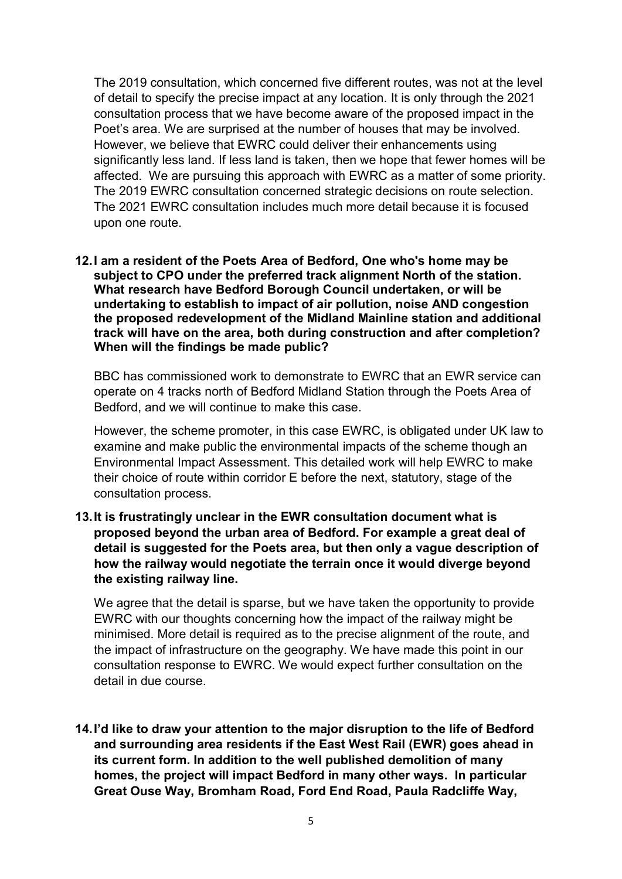The 2019 consultation, which concerned five different routes, was not at the level of detail to specify the precise impact at any location. It is only through the 2021 consultation process that we have become aware of the proposed impact in the Poet's area. We are surprised at the number of houses that may be involved. However, we believe that EWRC could deliver their enhancements using significantly less land. If less land is taken, then we hope that fewer homes will be affected. We are pursuing this approach with EWRC as a matter of some priority. The 2019 EWRC consultation concerned strategic decisions on route selection. The 2021 EWRC consultation includes much more detail because it is focused upon one route.

12. **I am a resident of the Poets Area of Bedford, One who's home may be subject to CPO under the preferred track alignment North of the station. What research have Bedford Borough Council undertaken, or will be undertaking to establish to impact of air pollution, noise AND congestion the proposed redevelopment of the Midland Mainline station and additional track will have on the area, both during construction and after completion? When will the findings be made public?**

    BBC has commissioned work to demonstrate to EWRC that an EWR service can operate on 4 tracks north of Bedford Midland Station through the Poets Area of Bedford, and we will continue to make this case.

    However, the scheme promoter, in this case EWRC, is obligated under UK law to examine and make public the environmental impacts of the scheme though an Environmental Impact Assessment. This detailed work will help EWRC to make their choice of route within corridor E before the next, statutory, stage of the consultation process.

13. **It is frustratingly unclear in the EWR consultation document what is proposed beyond the urban area of Bedford. For example a great deal of detail is suggested for the Poets area, but then only a vague description of how the railway would negotiate the terrain once it would diverge beyond the existing railway line.**

    We agree that the detail is sparse, but we have taken the opportunity to provide EWRC with our thoughts concerning how the impact of the railway might be minimised. More detail is required as to the precise alignment of the route, and the impact of infrastructure on the geography. We have made this point in our consultation response to EWRC. We would expect further consultation on the detail in due course.

14. **I'd like to draw your attention to the major disruption to the life of Bedford and surrounding area residents if the East West Rail (EWR) goes ahead in its current form. In addition to the well published demolition of many homes, the project will impact Bedford in many other ways. In particular Great Ouse Way, Bromham Road, Ford End Road, Paula Radcliffe Way,**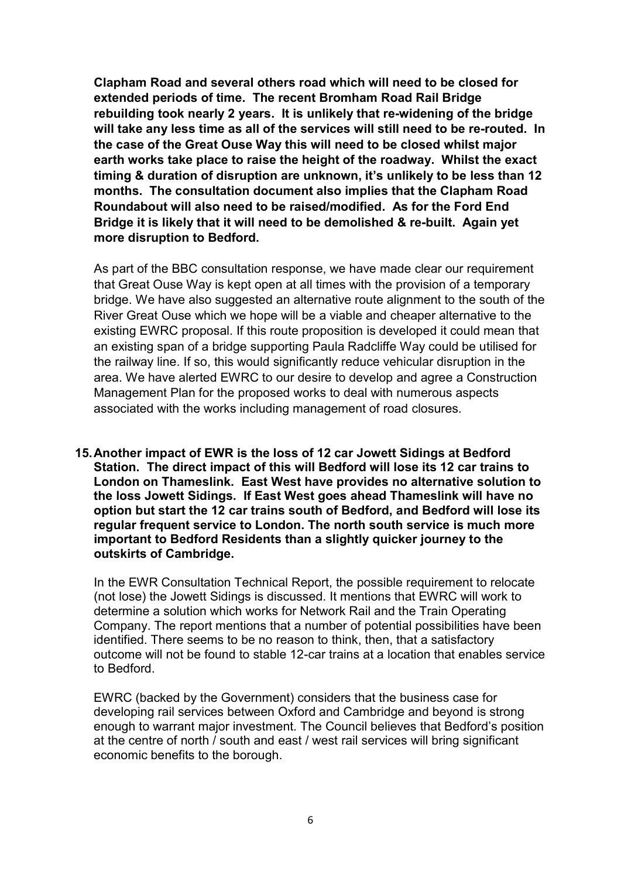**Clapham Road and several others road which will need to be closed for extended periods of time. The recent Bromham Road Rail Bridge rebuilding took nearly 2 years. It is unlikely that re-widening of the bridge will take any less time as all of the services will still need to be re-routed. In the case of the Great Ouse Way this will need to be closed whilst major earth works take place to raise the height of the roadway. Whilst the exact timing & duration of disruption are unknown, it's unlikely to be less than 12 months. The consultation document also implies that the Clapham Road Roundabout will also need to be raised/modified. As for the Ford End Bridge it is likely that it will need to be demolished & re-built. Again yet more disruption to Bedford.**

As part of the BBC consultation response, we have made clear our requirement that Great Ouse Way is kept open at all times with the provision of a temporary bridge. We have also suggested an alternative route alignment to the south of the River Great Ouse which we hope will be a viable and cheaper alternative to the existing EWRC proposal. If this route proposition is developed it could mean that an existing span of a bridge supporting Paula Radcliffe Way could be utilised for the railway line. If so, this would significantly reduce vehicular disruption in the area. We have alerted EWRC to our desire to develop and agree a Construction Management Plan for the proposed works to deal with numerous aspects associated with the works including management of road closures.

15. **Another impact of EWR is the loss of 12 car Jowett Sidings at Bedford Station. The direct impact of this will Bedford will lose its 12 car trains to London on Thameslink. East West have provides no alternative solution to the loss Jowett Sidings. If East West goes ahead Thameslink will have no option but start the 12 car trains south of Bedford, and Bedford will lose its regular frequent service to London. The north south service is much more important to Bedford Residents than a slightly quicker journey to the outskirts of Cambridge.**

    In the EWR Consultation Technical Report, the possible requirement to relocate (not lose) the Jowett Sidings is discussed. It mentions that EWRC will work to determine a solution which works for Network Rail and the Train Operating Company. The report mentions that a number of potential possibilities have been identified. There seems to be no reason to think, then, that a satisfactory outcome will not be found to stable 12-car trains at a location that enables service to Bedford.

    EWRC (backed by the Government) considers that the business case for developing rail services between Oxford and Cambridge and beyond is strong enough to warrant major investment. The Council believes that Bedford's position at the centre of north / south and east / west rail services will bring significant economic benefits to the borough.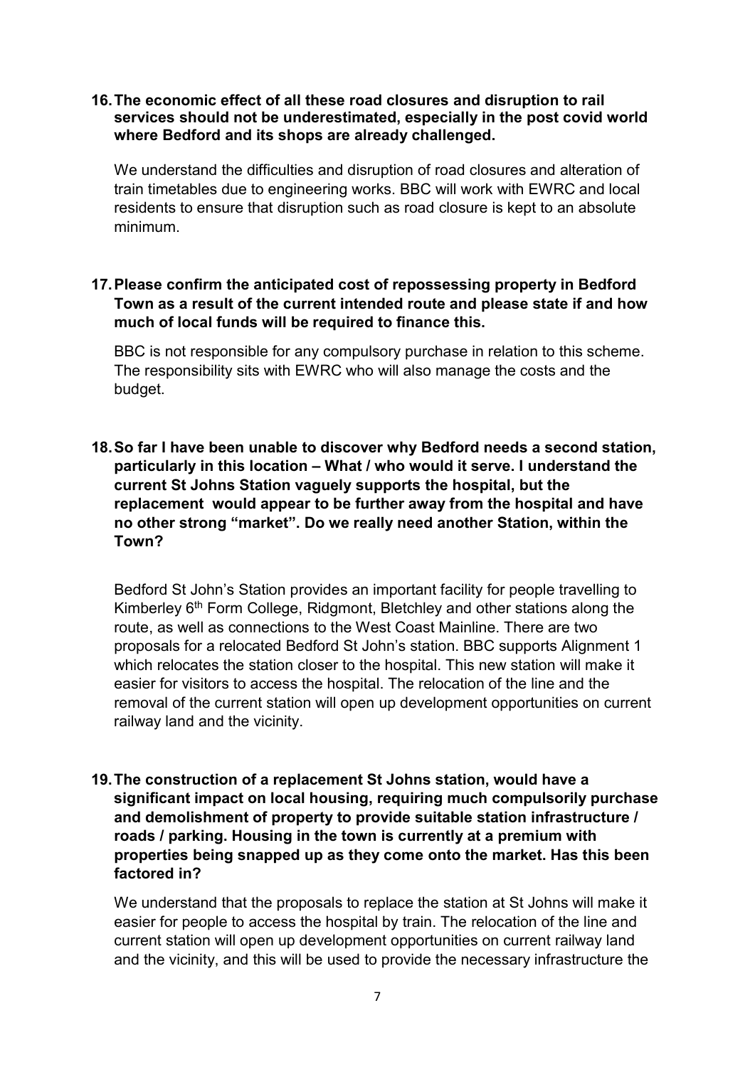**16. The economic effect of all these road closures and disruption to rail services should not be underestimated, especially in the post covid world where Bedford and its shops are already challenged.**

We understand the difficulties and disruption of road closures and alteration of train timetables due to engineering works. BBC will work with EWRC and local residents to ensure that disruption such as road closure is kept to an absolute minimum.

**17. Please confirm the anticipated cost of repossessing property in Bedford Town as a result of the current intended route and please state if and how much of local funds will be required to finance this.**

BBC is not responsible for any compulsory purchase in relation to this scheme. The responsibility sits with EWRC who will also manage the costs and the budget.

**18. So far I have been unable to discover why Bedford needs a second station, particularly in this location – What / who would it serve. I understand the current St Johns Station vaguely supports the hospital, but the replacement would appear to be further away from the hospital and have no other strong "market". Do we really need another Station, within the Town?**

Bedford St John's Station provides an important facility for people travelling to Kimberley 6th Form College, Ridgmont, Bletchley and other stations along the route, as well as connections to the West Coast Mainline. There are two proposals for a relocated Bedford St John's station. BBC supports Alignment 1 which relocates the station closer to the hospital. This new station will make it easier for visitors to access the hospital. The relocation of the line and the removal of the current station will open up development opportunities on current railway land and the vicinity.

**19. The construction of a replacement St Johns station, would have a significant impact on local housing, requiring much compulsorily purchase and demolishment of property to provide suitable station infrastructure / roads / parking. Housing in the town is currently at a premium with properties being snapped up as they come onto the market. Has this been factored in?**

We understand that the proposals to replace the station at St Johns will make it easier for people to access the hospital by train. The relocation of the line and current station will open up development opportunities on current railway land and the vicinity, and this will be used to provide the necessary infrastructure the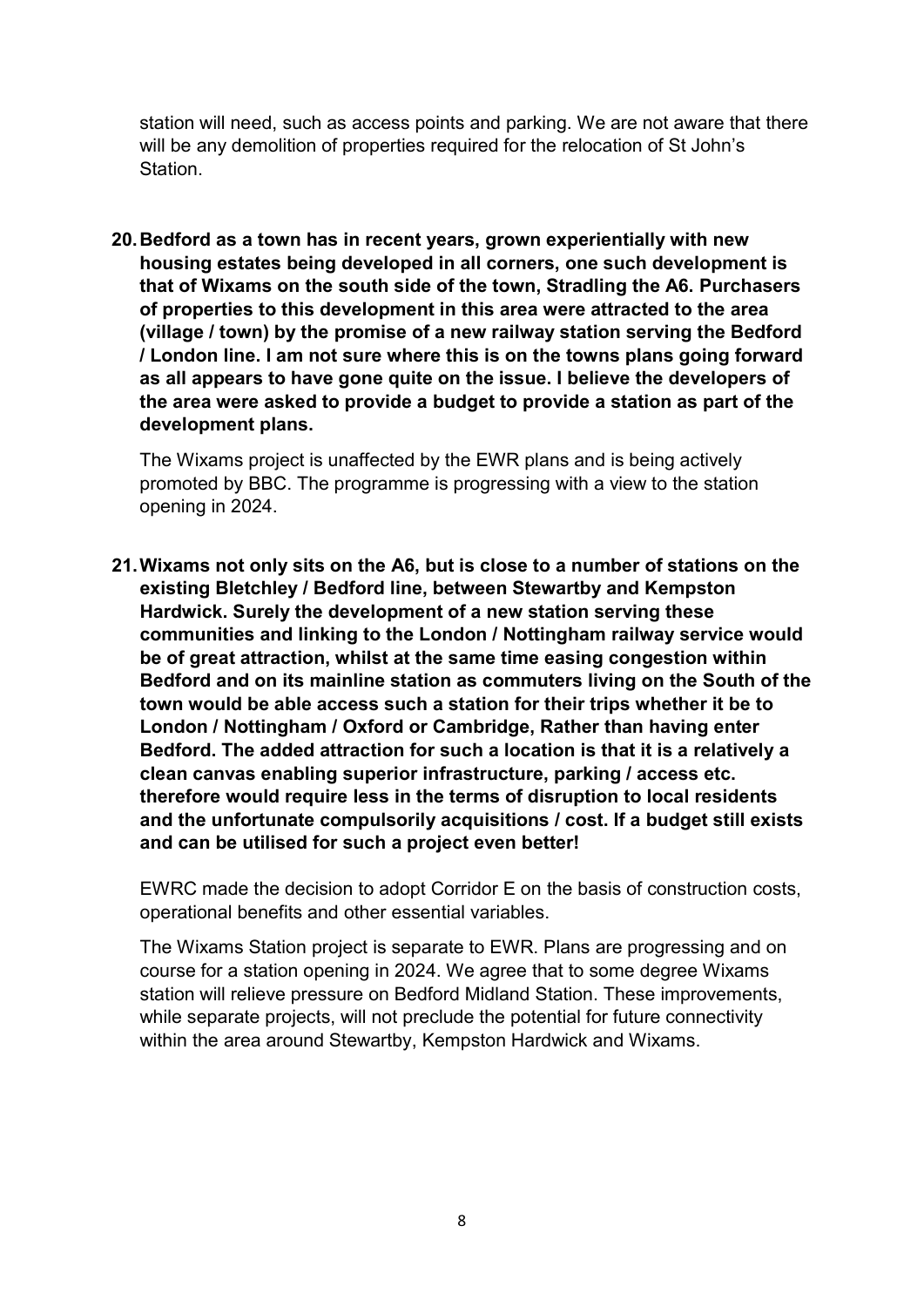station will need, such as access points and parking. We are not aware that there will be any demolition of properties required for the relocation of St John's Station.

20. **Bedford as a town has in recent years, grown experientially with new housing estates being developed in all corners, one such development is that of Wixams on the south side of the town, Stradling the A6. Purchasers of properties to this development in this area were attracted to the area (village / town) by the promise of a new railway station serving the Bedford / London line. I am not sure where this is on the towns plans going forward as all appears to have gone quite on the issue. I believe the developers of the area were asked to provide a budget to provide a station as part of the development plans.**

    The Wixams project is unaffected by the EWR plans and is being actively promoted by BBC. The programme is progressing with a view to the station opening in 2024.

21. **Wixams not only sits on the A6, but is close to a number of stations on the existing Bletchley / Bedford line, between Stewartby and Kempston Hardwick. Surely the development of a new station serving these communities and linking to the London / Nottingham railway service would be of great attraction, whilst at the same time easing congestion within Bedford and on its mainline station as commuters living on the South of the town would be able access such a station for their trips whether it be to London / Nottingham / Oxford or Cambridge, Rather than having enter Bedford. The added attraction for such a location is that it is a relatively a clean canvas enabling superior infrastructure, parking / access etc. therefore would require less in the terms of disruption to local residents and the unfortunate compulsorily acquisitions / cost. If a budget still exists and can be utilised for such a project even better!**

    EWRC made the decision to adopt Corridor E on the basis of construction costs, operational benefits and other essential variables.

    The Wixams Station project is separate to EWR. Plans are progressing and on course for a station opening in 2024. We agree that to some degree Wixams station will relieve pressure on Bedford Midland Station. These improvements, while separate projects, will not preclude the potential for future connectivity within the area around Stewartby, Kempston Hardwick and Wixams.